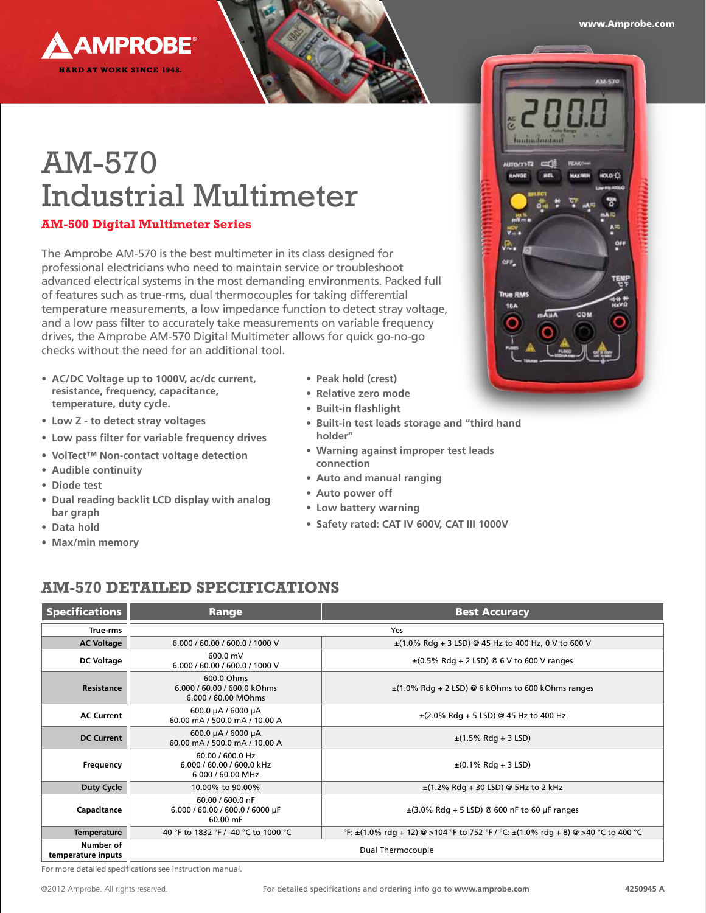AMPROBE®

HARD AT WORK SINCE 1948.

www.Amprobe.com

# AM-570 Industrial Multimeter

## AM-500 Digital Multimeter Series

The Amprobe AM-570 is the best multimeter in its class designed for professional electricians who need to maintain service or troubleshoot advanced electrical systems in the most demanding environments. Packed full of features such as true-rms, dual thermocouples for taking differential temperature measurements, a low impedance function to detect stray voltage, and a low pass filter to accurately take measurements on variable frequency drives, the Amprobe AM-570 Digital Multimeter allows for quick go-no-go checks without the need for an additional tool.

- **AC/DC Voltage up to 1000V, ac/dc current, resistance, frequency, capacitance, temperature, duty cycle.**
- **Low Z - to detect stray voltages**
- **Low pass filter for variable frequency drives**
- **VolTect™ Non-contact voltage detection**
- **Audible continuity**
- **Diode test**
- **Dual reading backlit LCD display with analog bar graph**
- **Data hold**
- **Max/min memory**
- **Peak hold (crest)**
- **Relative zero mode**
- **Built-in flashlight**
- **Built-in test leads storage and "third hand holder"**
- **Warning against improper test leads connection**
- **Auto and manual ranging**
- **Auto power off**
- **Low battery warning**
- **Safety rated: CAT IV 600V, CAT III 1000V**

## AM-570 DETAILED SPECIFICATIONS

| Specifications | Range | Best Accuracy |
|---|---|---|
| True-rms | Yes | |
| AC Voltage | 6.000 / 60.00 / 600.0 / 1000 V | ±(1.0% Rdg + 3 LSD) @ 45 Hz to 400 Hz, 0 V to 600 V |
| DC Voltage | 600.0 mV<br>6.000 / 60.00 / 600.0 / 1000 V | ±(0.5% Rdg + 2 LSD) @ 6 V to 600 V ranges |
| Resistance | 600.0 Ohms<br>6.000 / 60.00 / 600.0 kOhms<br>6.000 / 60.00 MOhms | ±(1.0% Rdg + 2 LSD) @ 6 kOhms to 600 kOhms ranges |
| AC Current | 600.0 µA / 6000 µA<br>60.00 mA / 500.0 mA / 10.00 A | ±(2.0% Rdg + 5 LSD) @ 45 Hz to 400 Hz |
| DC Current | 600.0 µA / 6000 µA<br>60.00 mA / 500.0 mA / 10.00 A | ±(1.5% Rdg + 3 LSD) |
| Frequency | 60.00 / 600.0 Hz<br>6.000 / 60.00 / 600.0 kHz<br>6.000 / 60.00 MHz | ±(0.1% Rdg + 3 LSD) |
| Duty Cycle | 10.00% to 90.00% | ±(1.2% Rdg + 30 LSD) @ 5Hz to 2 kHz |
| Capacitance | 60.00 / 600.0 nF<br>6.000 / 60.00 / 600.0 / 6000 µF<br>60.00 mF | ±(3.0% Rdg + 5 LSD) @ 600 nF to 60 µF ranges |
| Temperature | -40 °F to 1832 °F / -40 °C to 1000 °C | °F: ±(1.0% rdg + 12) @ >104 °F to 752 °F / °C: ±(1.0% rdg + 8) @ >40 °C to 400 °C |
| Number of temperature inputs | Dual Thermocouple | |

For more detailed specifications see instruction manual.

©2012 Amprobe. All rights reserved. For detailed specifications and ordering info go to **www.amprobe.com** 4250945 A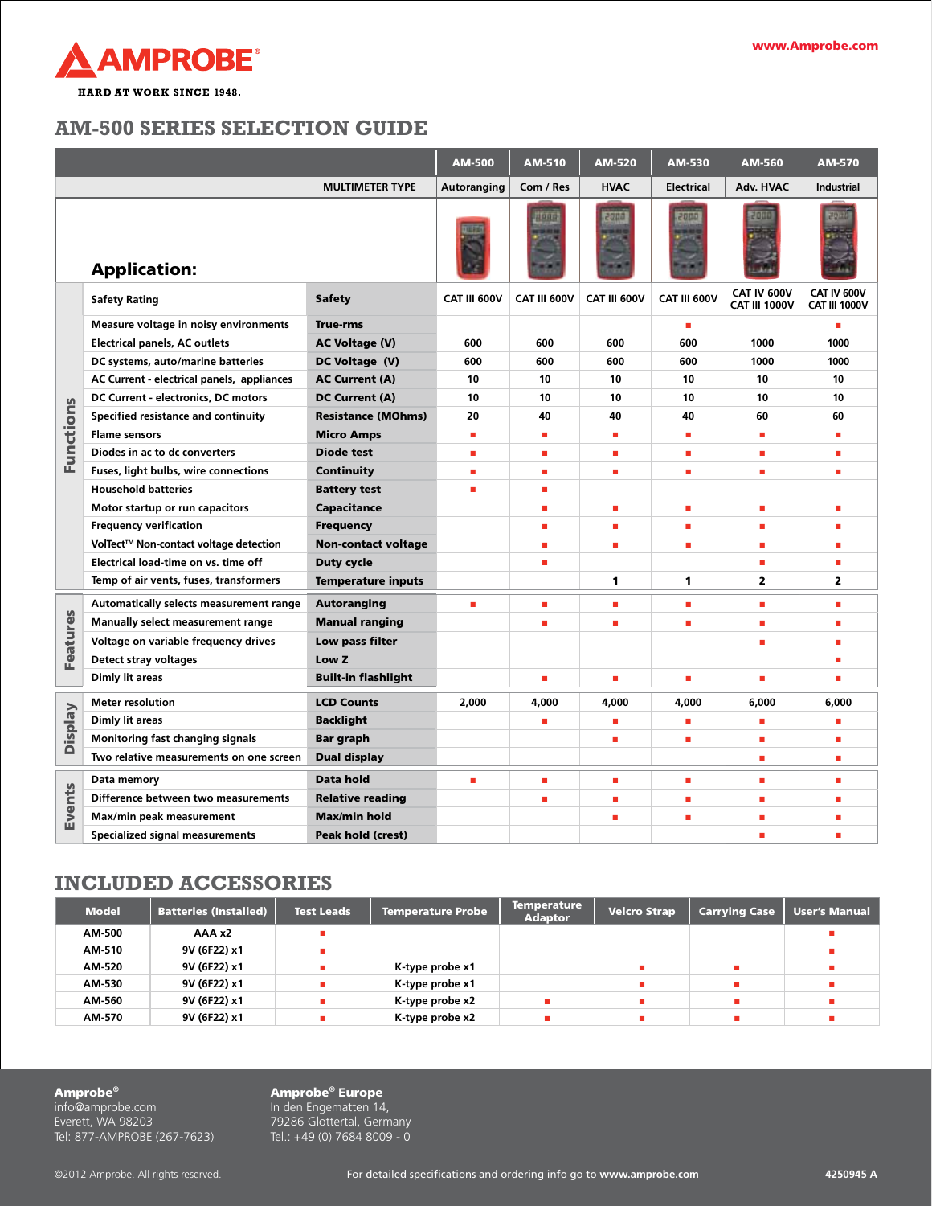AMPROBE®

HARD AT WORK SINCE 1948.

www.Amprobe.com

## AM-500 SERIES SELECTION GUIDE

| | | | AM-500 | AM-510 | AM-520 | AM-530 | AM-560 | AM-570 |
|---|---|---|---|---|---|---|---|---|
| | | MULTIMETER TYPE | Autoranging | Com / Res | HVAC | Electrical | Adv. HVAC | Industrial |
| | **Application:** | | | | | | | |
| Functions | Safety Rating | Safety | CAT III 600V | CAT III 600V | CAT III 600V | CAT III 600V | CAT IV 600V CAT III 1000V | CAT IV 600V CAT III 1000V |
| | Measure voltage in noisy environments | True-rms | | | | ■ | | ■ |
| | Electrical panels, AC outlets | AC Voltage (V) | 600 | 600 | 600 | 600 | 1000 | 1000 |
| | DC systems, auto/marine batteries | DC Voltage (V) | 600 | 600 | 600 | 600 | 1000 | 1000 |
| | AC Current - electrical panels, appliances | AC Current (A) | 10 | 10 | 10 | 10 | 10 | 10 |
| | DC Current - electronics, DC motors | DC Current (A) | 10 | 10 | 10 | 10 | 10 | 10 |
| | Specified resistance and continuity | Resistance (MOhms) | 20 | 40 | 40 | 40 | 60 | 60 |
| | Flame sensors | Micro Amps | ■ | ■ | ■ | ■ | ■ | ■ |
| | Diodes in ac to dc converters | Diode test | ■ | ■ | ■ | ■ | ■ | ■ |
| | Fuses, light bulbs, wire connections | Continuity | ■ | ■ | ■ | ■ | ■ | ■ |
| | Household batteries | Battery test | ■ | ■ | | | | |
| | Motor startup or run capacitors | Capacitance | | ■ | ■ | ■ | ■ | ■ |
| | Frequency verification | Frequency | | ■ | ■ | ■ | ■ | ■ |
| | VolTect™ Non-contact voltage detection | Non-contact voltage | | ■ | ■ | ■ | ■ | ■ |
| | Electrical load-time on vs. time off | Duty cycle | | ■ | | | ■ | ■ |
| | Temp of air vents, fuses, transformers | Temperature inputs | | | 1 | 1 | 2 | 2 |
| Features | Automatically selects measurement range | Autoranging | ■ | ■ | ■ | ■ | ■ | ■ |
| | Manually select measurement range | Manual ranging | | ■ | ■ | ■ | ■ | ■ |
| | Voltage on variable frequency drives | Low pass filter | | | | | ■ | ■ |
| | Detect stray voltages | Low Z | | | | | | ■ |
| | Dimly lit areas | Built-in flashlight | | ■ | ■ | ■ | ■ | ■ |
| Display | Meter resolution | LCD Counts | 2,000 | 4,000 | 4,000 | 4,000 | 6,000 | 6,000 |
| | Dimly lit areas | Backlight | | ■ | ■ | ■ | ■ | ■ |
| | Monitoring fast changing signals | Bar graph | | | ■ | ■ | ■ | ■ |
| | Two relative measurements on one screen | Dual display | | | | | ■ | ■ |
| Events | Data memory | Data hold | ■ | ■ | ■ | ■ | ■ | ■ |
| | Difference between two measurements | Relative reading | | ■ | ■ | ■ | ■ | ■ |
| | Max/min peak measurement | Max/min hold | | | ■ | ■ | ■ | ■ |
| | Specialized signal measurements | Peak hold (crest) | | | | | ■ | ■ |

## INCLUDED ACCESSORIES

| Model | Batteries (Installed) | Test Leads | Temperature Probe | Temperature Adaptor | Velcro Strap | Carrying Case | User's Manual |
|---|---|---|---|---|---|---|---|
| AM-500 | AAA x2 | ■ | | | | | ■ |
| AM-510 | 9V (6F22) x1 | ■ | | | | | ■ |
| AM-520 | 9V (6F22) x1 | ■ | K-type probe x1 | | ■ | ■ | ■ |
| AM-530 | 9V (6F22) x1 | ■ | K-type probe x1 | | ■ | ■ | ■ |
| AM-560 | 9V (6F22) x1 | ■ | K-type probe x2 | ■ | ■ | ■ | ■ |
| AM-570 | 9V (6F22) x1 | ■ | K-type probe x2 | ■ | ■ | ■ | ■ |

**Amprobe®**
info@amprobe.com
Everett, WA 98203
Tel: 877-AMPROBE (267-7623)

**Amprobe® Europe**
In den Engematten 14,
79286 Glottertal, Germany
Tel.: +49 (0) 7684 8009 - 0

©2012 Amprobe. All rights reserved.

For detailed specifications and ordering info go to **www.amprobe.com**

4250945 A